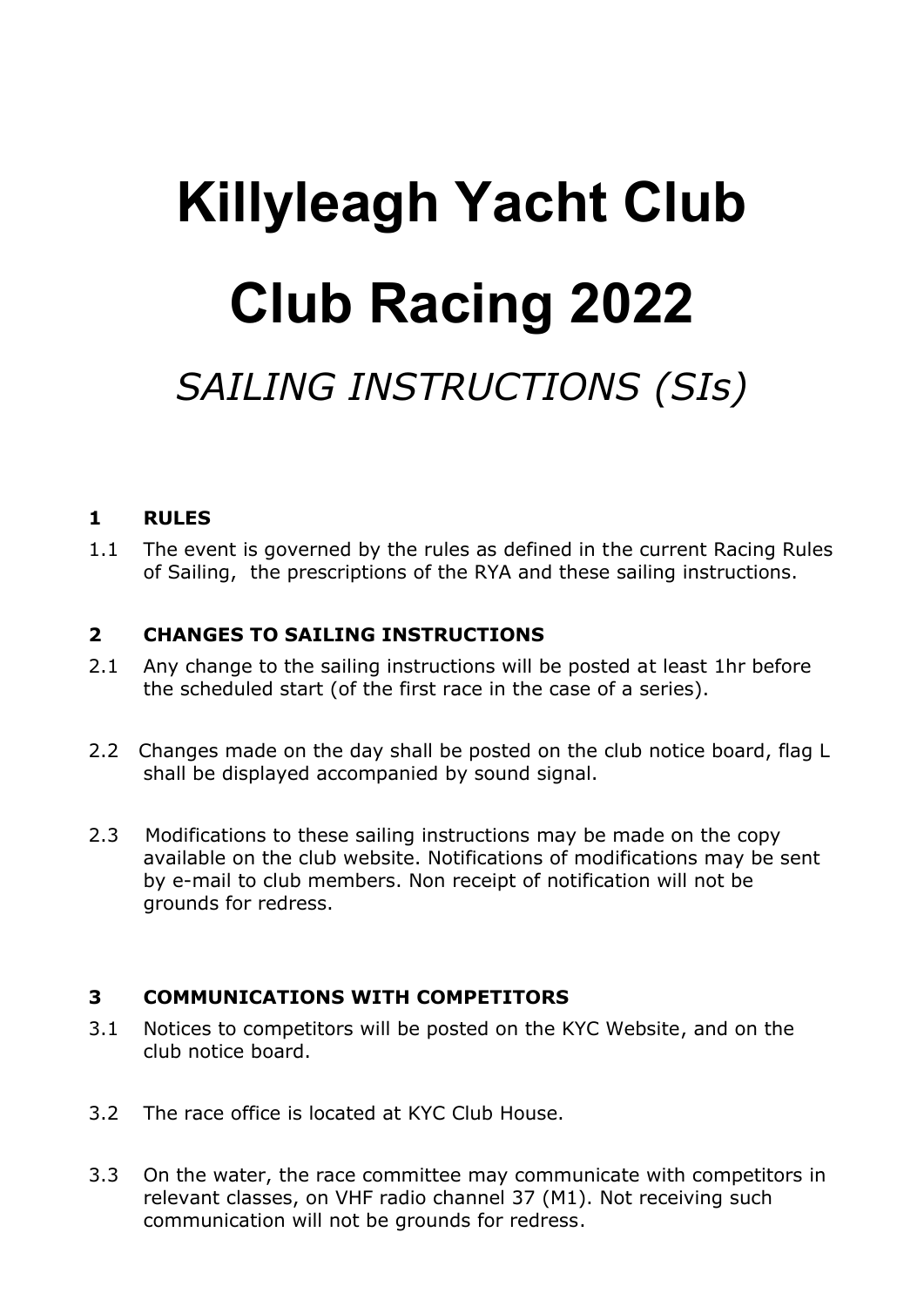# Killyleagh Yacht Club

# Club Racing 2022

## *SAILING INSTRUCTIONS (SIs)*

### 1 RULES

1.1 The event is governed by the rules as defined in the current Racing Rules of Sailing, the prescriptions of the RYA and these sailing instructions.

### 2 CHANGES TO SAILING INSTRUCTIONS

2.1 Any change to the sailing instructions will be posted at least 1hr before the scheduled start (of the first race in the case of a series).

2.2 Changes made on the day shall be posted on the club notice board, flag L shall be displayed accompanied by sound signal.

2.3 Modifications to these sailing instructions may be made on the copy available on the club website. Notifications of modifications may be sent by e-mail to club members. Non receipt of notification will not be grounds for redress.

### 3 COMMUNICATIONS WITH COMPETITORS

3.1 Notices to competitors will be posted on the KYC Website, and on the club notice board.

3.2 The race office is located at KYC Club House.

3.3 On the water, the race committee may communicate with competitors in relevant classes, on VHF radio channel 37 (M1). Not receiving such communication will not be grounds for redress.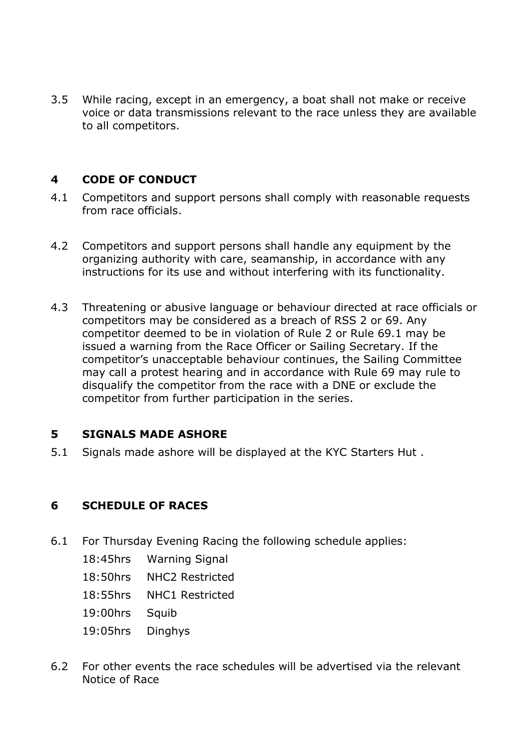3.5 While racing, except in an emergency, a boat shall not make or receive voice or data transmissions relevant to the race unless they are available to all competitors.

## 4 CODE OF CONDUCT

4.1 Competitors and support persons shall comply with reasonable requests from race officials.

4.2 Competitors and support persons shall handle any equipment by the organizing authority with care, seamanship, in accordance with any instructions for its use and without interfering with its functionality.

4.3 Threatening or abusive language or behaviour directed at race officials or competitors may be considered as a breach of RSS 2 or 69. Any competitor deemed to be in violation of Rule 2 or Rule 69.1 may be issued a warning from the Race Officer or Sailing Secretary. If the competitor's unacceptable behaviour continues, the Sailing Committee may call a protest hearing and in accordance with Rule 69 may rule to disqualify the competitor from the race with a DNE or exclude the competitor from further participation in the series.

## 5 SIGNALS MADE ASHORE

5.1 Signals made ashore will be displayed at the KYC Starters Hut .

## 6 SCHEDULE OF RACES

6.1 For Thursday Evening Racing the following schedule applies:

| | |
|---|---|
| 18:45hrs | Warning Signal |
| 18:50hrs | NHC2 Restricted |
| 18:55hrs | NHC1 Restricted |
| 19:00hrs | Squib |
| 19:05hrs | Dinghys |

6.2 For other events the race schedules will be advertised via the relevant Notice of Race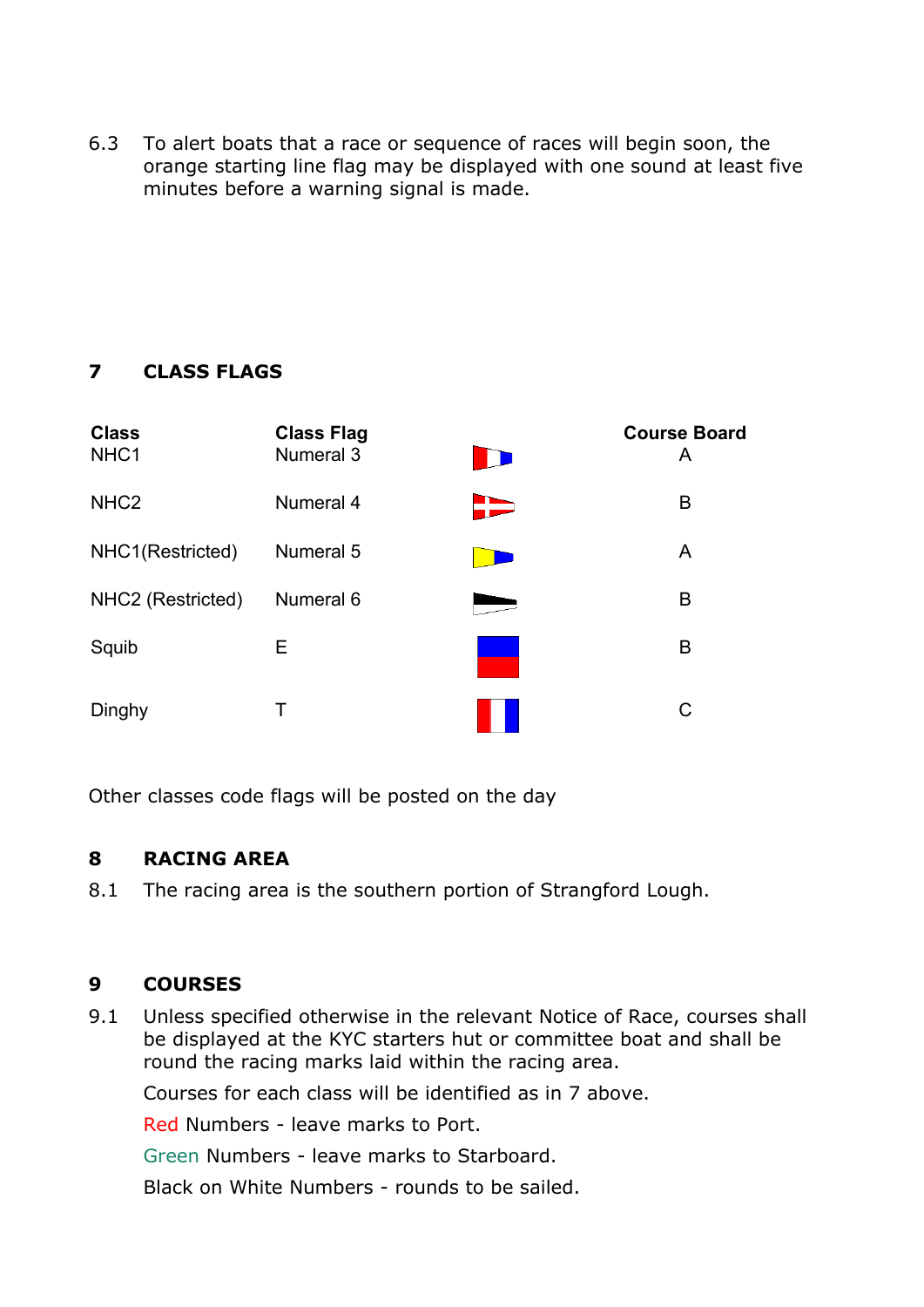6.3 To alert boats that a race or sequence of races will begin soon, the orange starting line flag may be displayed with one sound at least five minutes before a warning signal is made.

## 7 CLASS FLAGS

| Class | Class Flag | Course Board |
|---|---|---|
| NHC1 | Numeral 3 | A |
| NHC2 | Numeral 4 | B |
| NHC1(Restricted) | Numeral 5 | A |
| NHC2 (Restricted) | Numeral 6 | B |
| Squib | E | B |
| Dinghy | T | C |

Other classes code flags will be posted on the day

## 8 RACING AREA

8.1 The racing area is the southern portion of Strangford Lough.

## 9 COURSES

9.1 Unless specified otherwise in the relevant Notice of Race, courses shall be displayed at the KYC starters hut or committee boat and shall be round the racing marks laid within the racing area.

Courses for each class will be identified as in 7 above.

Red Numbers - leave marks to Port.

Green Numbers - leave marks to Starboard.

Black on White Numbers - rounds to be sailed.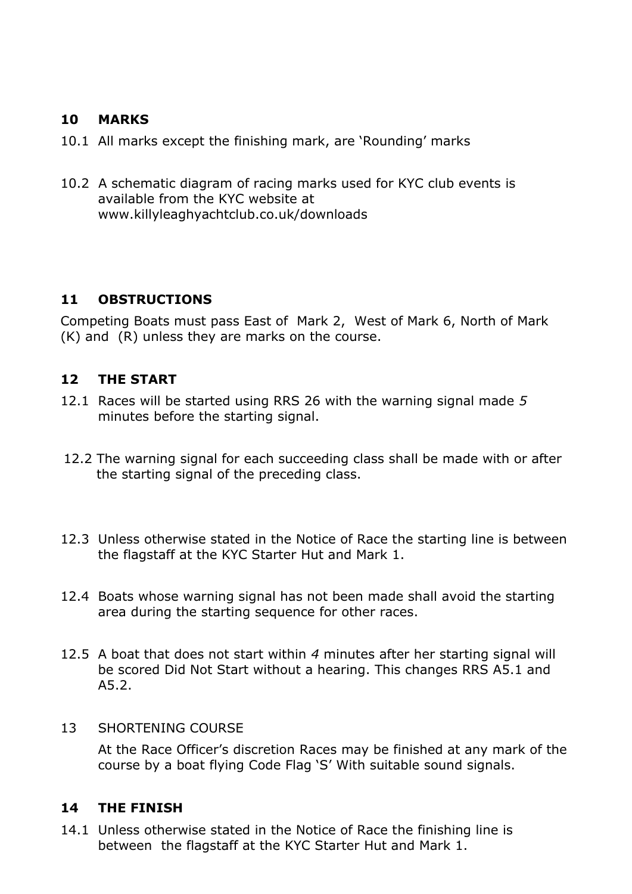## 10 MARKS

10.1 All marks except the finishing mark, are 'Rounding' marks

10.2 A schematic diagram of racing marks used for KYC club events is available from the KYC website at www.killyleaghyachtclub.co.uk/downloads

## 11 OBSTRUCTIONS

Competing Boats must pass East of Mark 2, West of Mark 6, North of Mark (K) and (R) unless they are marks on the course.

## 12 THE START

12.1 Races will be started using RRS 26 with the warning signal made *5* minutes before the starting signal.

12.2 The warning signal for each succeeding class shall be made with or after the starting signal of the preceding class.

12.3 Unless otherwise stated in the Notice of Race the starting line is between the flagstaff at the KYC Starter Hut and Mark 1.

12.4 Boats whose warning signal has not been made shall avoid the starting area during the starting sequence for other races.

12.5 A boat that does not start within *4* minutes after her starting signal will be scored Did Not Start without a hearing. This changes RRS A5.1 and A5.2.

13 SHORTENING COURSE

At the Race Officer's discretion Races may be finished at any mark of the course by a boat flying Code Flag 'S' With suitable sound signals.

## 14 THE FINISH

14.1 Unless otherwise stated in the Notice of Race the finishing line is between the flagstaff at the KYC Starter Hut and Mark 1.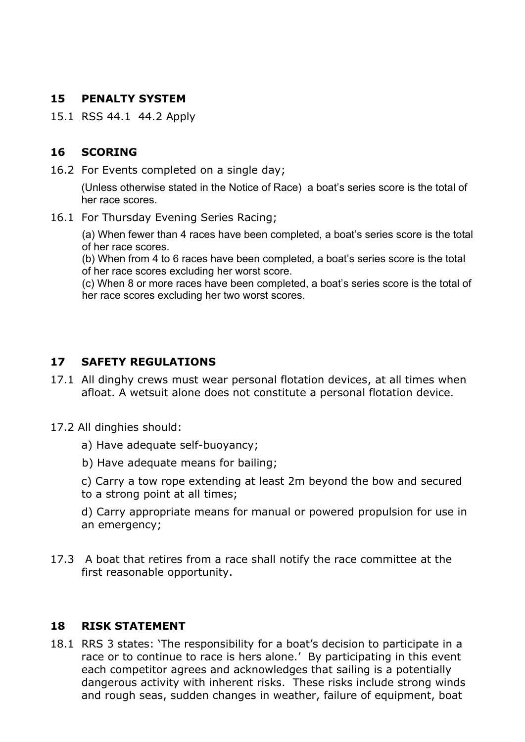## 15 PENALTY SYSTEM

15.1 RSS 44.1 44.2 Apply

## 16 SCORING

16.2 For Events completed on a single day;

(Unless otherwise stated in the Notice of Race) a boat's series score is the total of her race scores.

16.1 For Thursday Evening Series Racing;

(a) When fewer than 4 races have been completed, a boat's series score is the total of her race scores.
(b) When from 4 to 6 races have been completed, a boat's series score is the total of her race scores excluding her worst score.
(c) When 8 or more races have been completed, a boat's series score is the total of her race scores excluding her two worst scores.

## 17 SAFETY REGULATIONS

17.1 All dinghy crews must wear personal flotation devices, at all times when afloat. A wetsuit alone does not constitute a personal flotation device.

17.2 All dinghies should:

a) Have adequate self-buoyancy;

b) Have adequate means for bailing;

c) Carry a tow rope extending at least 2m beyond the bow and secured to a strong point at all times;

d) Carry appropriate means for manual or powered propulsion for use in an emergency;

17.3 A boat that retires from a race shall notify the race committee at the first reasonable opportunity.

## 18 RISK STATEMENT

18.1 RRS 3 states: 'The responsibility for a boat's decision to participate in a race or to continue to race is hers alone.' By participating in this event each competitor agrees and acknowledges that sailing is a potentially dangerous activity with inherent risks. These risks include strong winds and rough seas, sudden changes in weather, failure of equipment, boat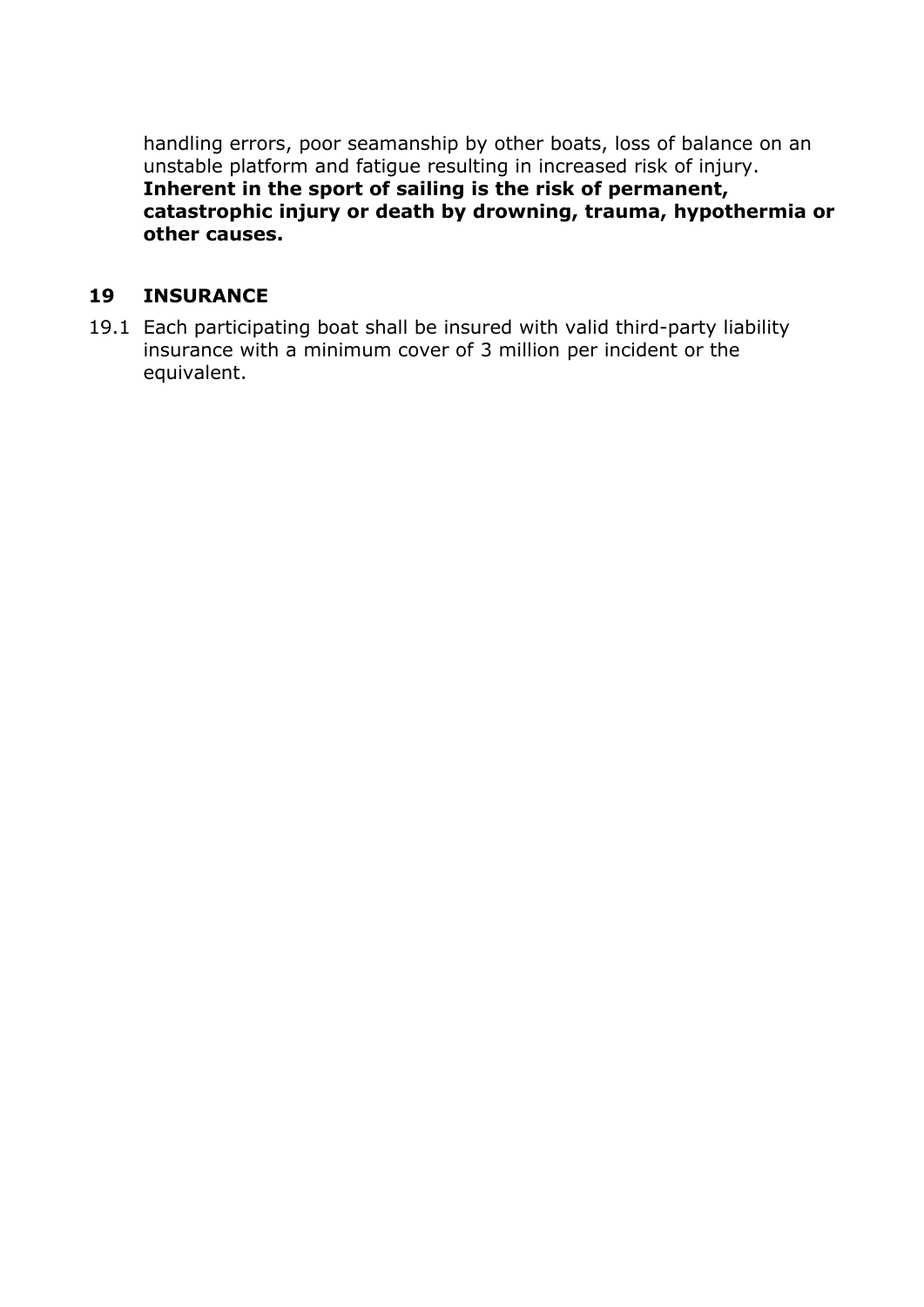handling errors, poor seamanship by other boats, loss of balance on an unstable platform and fatigue resulting in increased risk of injury. **Inherent in the sport of sailing is the risk of permanent, catastrophic injury or death by drowning, trauma, hypothermia or other causes.**

## 19 INSURANCE

19.1 Each participating boat shall be insured with valid third-party liability insurance with a minimum cover of 3 million per incident or the equivalent.